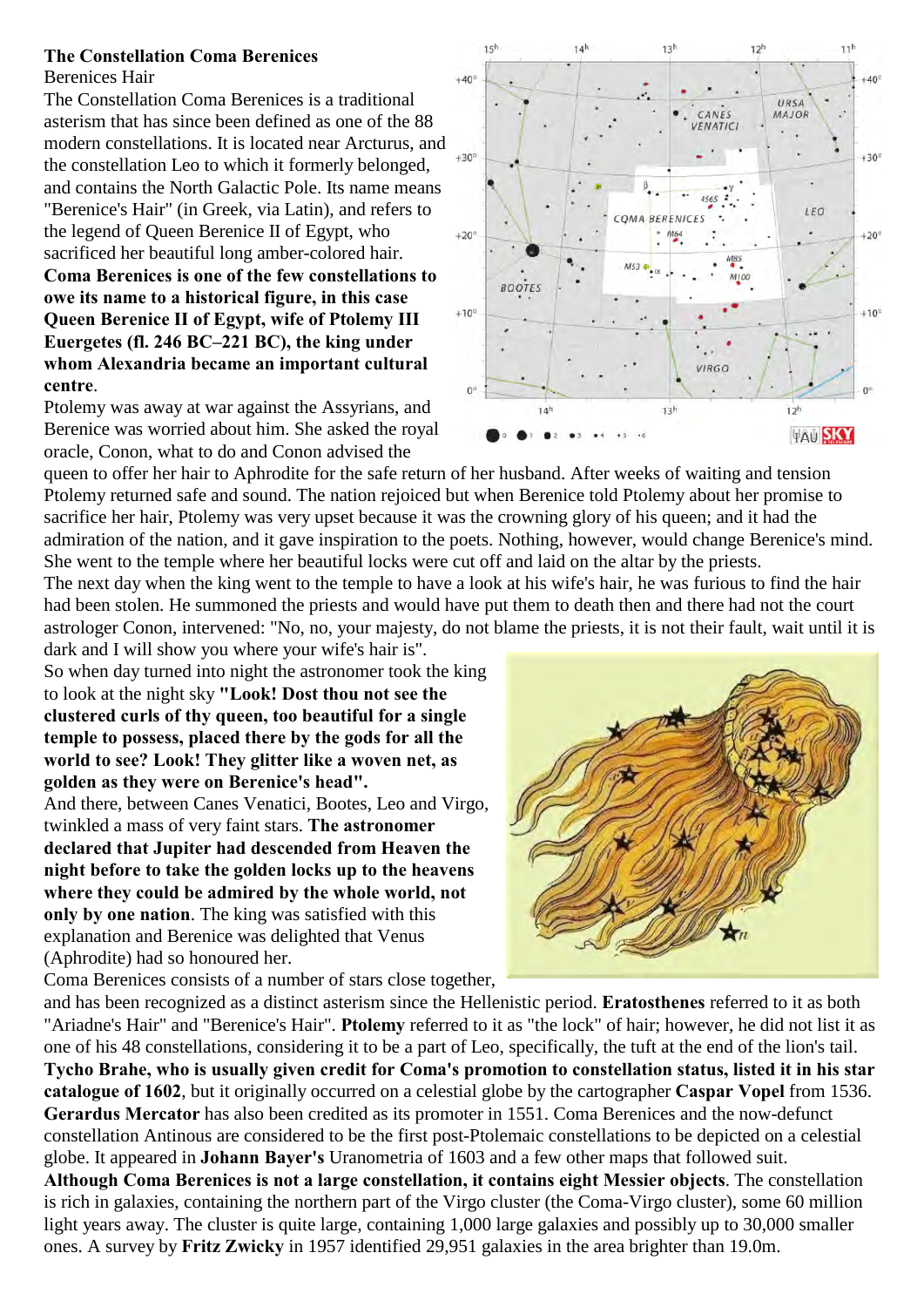**The Constellation Coma Berenices**

Berenices Hair

The Constellation Coma Berenices is a traditional asterism that has since been defined as one of the 88 modern constellations. It is located near Arcturus, and the constellation Leo to which it formerly belonged, and contains the North Galactic Pole. Its name means "Berenice's Hair" (in Greek, via Latin), and refers to the legend of Queen Berenice II of Egypt, who sacrificed her beautiful long amber-colored hair. **Coma Berenices is one of the few constellations to owe its name to a historical figure, in this case Queen Berenice II of Egypt, wife of Ptolemy III Euergetes (fl. 246 BC–221 BC), the king under whom Alexandria became an important cultural centre**.

Ptolemy was away at war against the Assyrians, and Berenice was worried about him. She asked the royal oracle, Conon, what to do and Conon advised the queen to offer her hair to Aphrodite for the safe return of her husband. After weeks of waiting and tension Ptolemy returned safe and sound. The nation rejoiced but when Berenice told Ptolemy about her promise to sacrifice her hair, Ptolemy was very upset because it was the crowning glory of his queen; and it had the admiration of the nation, and it gave inspiration to the poets. Nothing, however, would change Berenice's mind. She went to the temple where her beautiful locks were cut off and laid on the altar by the priests.

The next day when the king went to the temple to have a look at his wife's hair, he was furious to find the hair had been stolen. He summoned the priests and would have put them to death then and there had not the court astrologer Conon, intervened: "No, no, your majesty, do not blame the priests, it is not their fault, wait until it is dark and I will show you where your wife's hair is".

So when day turned into night the astronomer took the king to look at the night sky **"Look! Dost thou not see the clustered curls of thy queen, too beautiful for a single temple to possess, placed there by the gods for all the world to see? Look! They glitter like a woven net, as golden as they were on Berenice's head".**

And there, between Canes Venatici, Bootes, Leo and Virgo, twinkled a mass of very faint stars. **The astronomer declared that Jupiter had descended from Heaven the night before to take the golden locks up to the heavens where they could be admired by the whole world, not only by one nation**. The king was satisfied with this explanation and Berenice was delighted that Venus (Aphrodite) had so honoured her.

Coma Berenices consists of a number of stars close together, and has been recognized as a distinct asterism since the Hellenistic period. **Eratosthenes** referred to it as both "Ariadne's Hair" and "Berenice's Hair". **Ptolemy** referred to it as "the lock" of hair; however, he did not list it as one of his 48 constellations, considering it to be a part of Leo, specifically, the tuft at the end of the lion's tail. **Tycho Brahe, who is usually given credit for Coma's promotion to constellation status, listed it in his star catalogue of 1602**, but it originally occurred on a celestial globe by the cartographer **Caspar Vopel** from 1536. **Gerardus Mercator** has also been credited as its promoter in 1551. Coma Berenices and the now-defunct constellation Antinous are considered to be the first post-Ptolemaic constellations to be depicted on a celestial globe. It appeared in **Johann Bayer's** Uranometria of 1603 and a few other maps that followed suit.

**Although Coma Berenices is not a large constellation, it contains eight Messier objects**. The constellation is rich in galaxies, containing the northern part of the Virgo cluster (the Coma-Virgo cluster), some 60 million light years away. The cluster is quite large, containing 1,000 large galaxies and possibly up to 30,000 smaller ones. A survey by **Fritz Zwicky** in 1957 identified 29,951 galaxies in the area brighter than 19.0m.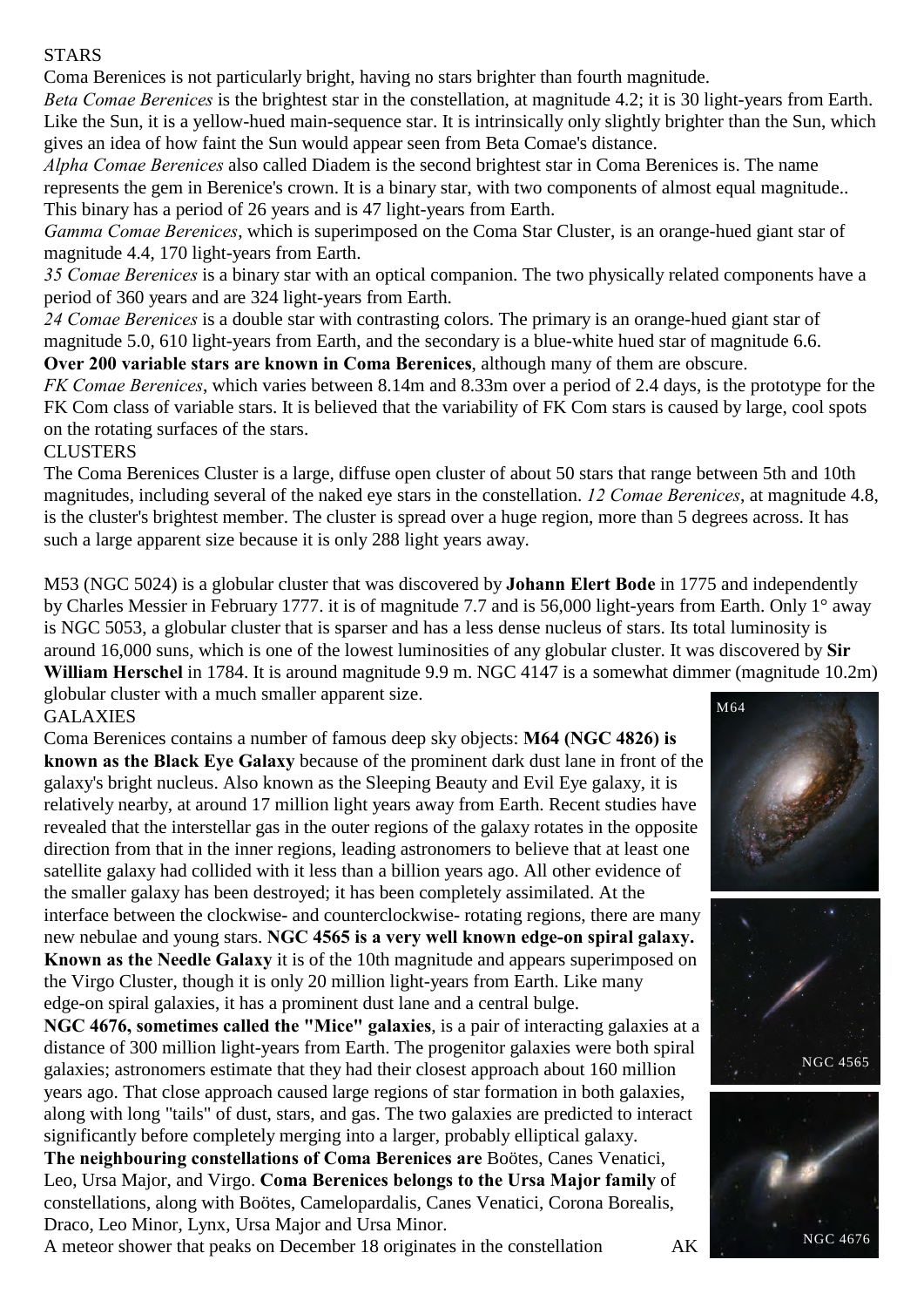STARS

Coma Berenices is not particularly bright, having no stars brighter than fourth magnitude.

*Beta Comae Berenices* is the brightest star in the constellation, at magnitude 4.2; it is 30 light-years from Earth. Like the Sun, it is a yellow-hued main-sequence star. It is intrinsically only slightly brighter than the Sun, which gives an idea of how faint the Sun would appear seen from Beta Comae's distance.

*Alpha Comae Berenices* also called Diadem is the second brightest star in Coma Berenices is. The name represents the gem in Berenice's crown. It is a binary star, with two components of almost equal magnitude.. This binary has a period of 26 years and is 47 light-years from Earth.

*Gamma Comae Berenices*, which is superimposed on the Coma Star Cluster, is an orange-hued giant star of magnitude 4.4, 170 light-years from Earth.

*35 Comae Berenices* is a binary star with an optical companion. The two physically related components have a period of 360 years and are 324 light-years from Earth.

*24 Comae Berenices* is a double star with contrasting colors. The primary is an orange-hued giant star of magnitude 5.0, 610 light-years from Earth, and the secondary is a blue-white hued star of magnitude 6.6.

**Over 200 variable stars are known in Coma Berenices**, although many of them are obscure.

*FK Comae Berenices*, which varies between 8.14m and 8.33m over a period of 2.4 days, is the prototype for the FK Com class of variable stars. It is believed that the variability of FK Com stars is caused by large, cool spots on the rotating surfaces of the stars.

CLUSTERS

The Coma Berenices Cluster is a large, diffuse open cluster of about 50 stars that range between 5th and 10th magnitudes, including several of the naked eye stars in the constellation. *12 Comae Berenices*, at magnitude 4.8, is the cluster's brightest member. The cluster is spread over a huge region, more than 5 degrees across. It has such a large apparent size because it is only 288 light years away.

M53 (NGC 5024) is a globular cluster that was discovered by **Johann Elert Bode** in 1775 and independently by Charles Messier in February 1777. it is of magnitude 7.7 and is 56,000 light-years from Earth. Only 1° away is NGC 5053, a globular cluster that is sparser and has a less dense nucleus of stars. Its total luminosity is around 16,000 suns, which is one of the lowest luminosities of any globular cluster. It was discovered by **Sir William Herschel** in 1784. It is around magnitude 9.9 m. NGC 4147 is a somewhat dimmer (magnitude 10.2m) globular cluster with a much smaller apparent size.

GALAXIES

Coma Berenices contains a number of famous deep sky objects: **M64 (NGC 4826) is known as the Black Eye Galaxy** because of the prominent dark dust lane in front of the galaxy's bright nucleus. Also known as the Sleeping Beauty and Evil Eye galaxy, it is relatively nearby, at around 17 million light years away from Earth. Recent studies have revealed that the interstellar gas in the outer regions of the galaxy rotates in the opposite direction from that in the inner regions, leading astronomers to believe that at least one satellite galaxy had collided with it less than a billion years ago. All other evidence of the smaller galaxy has been destroyed; it has been completely assimilated. At the interface between the clockwise- and counterclockwise- rotating regions, there are many new nebulae and young stars. **NGC 4565 is a very well known edge-on spiral galaxy. Known as the Needle Galaxy** it is of the 10th magnitude and appears superimposed on the Virgo Cluster, though it is only 20 million light-years from Earth. Like many edge-on spiral galaxies, it has a prominent dust lane and a central bulge.

**NGC 4676, sometimes called the "Mice" galaxies**, is a pair of interacting galaxies at a distance of 300 million light-years from Earth. The progenitor galaxies were both spiral galaxies; astronomers estimate that they had their closest approach about 160 million years ago. That close approach caused large regions of star formation in both galaxies, along with long "tails" of dust, stars, and gas. The two galaxies are predicted to interact significantly before completely merging into a larger, probably elliptical galaxy.

**The neighbouring constellations of Coma Berenices are** Boötes, Canes Venatici, Leo, Ursa Major, and Virgo. **Coma Berenices belongs to the Ursa Major family** of constellations, along with Boötes, Camelopardalis, Canes Venatici, Corona Borealis, Draco, Leo Minor, Lynx, Ursa Major and Ursa Minor.

A meteor shower that peaks on December 18 originates in the constellation

AK

M64

NGC 4565

NGC 4676